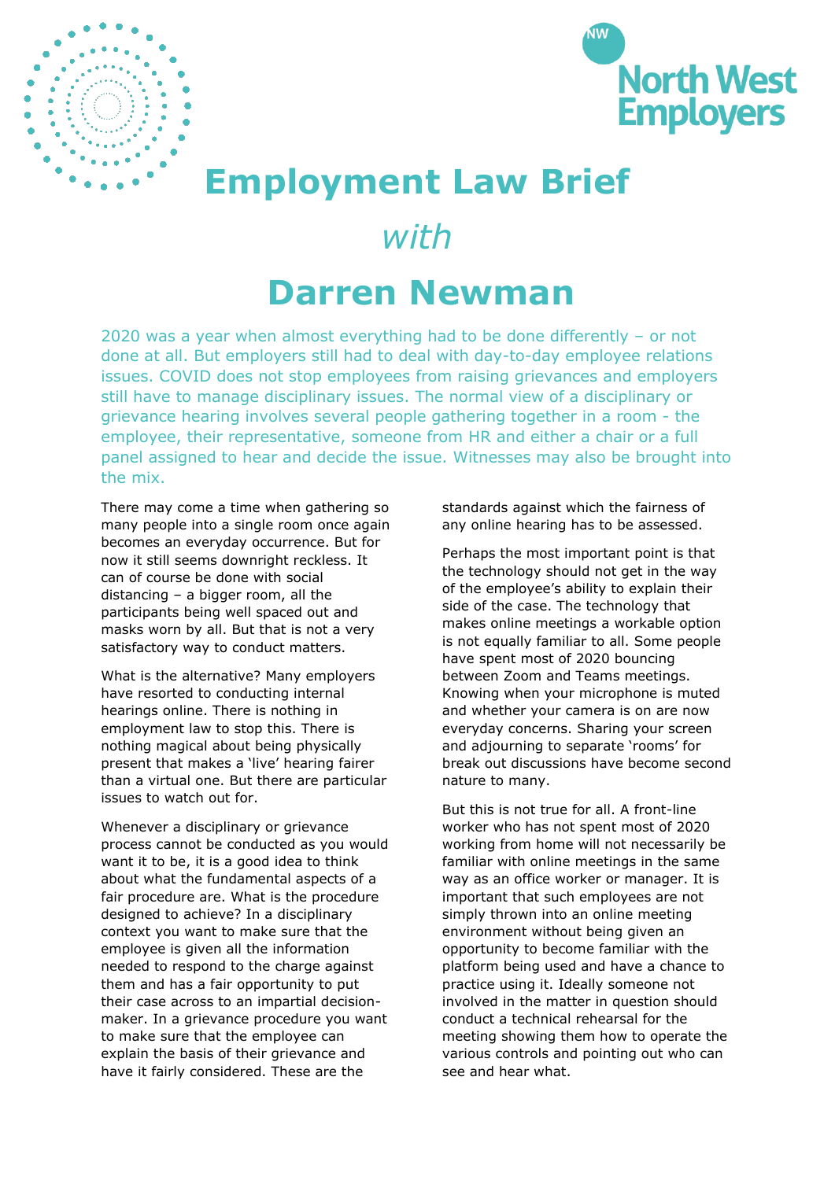North West Employers

# Employment Law Brief

*with*

# Darren Newman

2020 was a year when almost everything had to be done differently – or not done at all. But employers still had to deal with day-to-day employee relations issues. COVID does not stop employees from raising grievances and employers still have to manage disciplinary issues. The normal view of a disciplinary or grievance hearing involves several people gathering together in a room - the employee, their representative, someone from HR and either a chair or a full panel assigned to hear and decide the issue. Witnesses may also be brought into the mix.

There may come a time when gathering so many people into a single room once again becomes an everyday occurrence. But for now it still seems downright reckless. It can of course be done with social distancing – a bigger room, all the participants being well spaced out and masks worn by all. But that is not a very satisfactory way to conduct matters.

What is the alternative? Many employers have resorted to conducting internal hearings online. There is nothing in employment law to stop this. There is nothing magical about being physically present that makes a 'live' hearing fairer than a virtual one. But there are particular issues to watch out for.

Whenever a disciplinary or grievance process cannot be conducted as you would want it to be, it is a good idea to think about what the fundamental aspects of a fair procedure are. What is the procedure designed to achieve? In a disciplinary context you want to make sure that the employee is given all the information needed to respond to the charge against them and has a fair opportunity to put their case across to an impartial decision-maker. In a grievance procedure you want to make sure that the employee can explain the basis of their grievance and have it fairly considered. These are the standards against which the fairness of any online hearing has to be assessed.

Perhaps the most important point is that the technology should not get in the way of the employee's ability to explain their side of the case. The technology that makes online meetings a workable option is not equally familiar to all. Some people have spent most of 2020 bouncing between Zoom and Teams meetings. Knowing when your microphone is muted and whether your camera is on are now everyday concerns. Sharing your screen and adjourning to separate 'rooms' for break out discussions have become second nature to many.

But this is not true for all. A front-line worker who has not spent most of 2020 working from home will not necessarily be familiar with online meetings in the same way as an office worker or manager. It is important that such employees are not simply thrown into an online meeting environment without being given an opportunity to become familiar with the platform being used and have a chance to practice using it. Ideally someone not involved in the matter in question should conduct a technical rehearsal for the meeting showing them how to operate the various controls and pointing out who can see and hear what.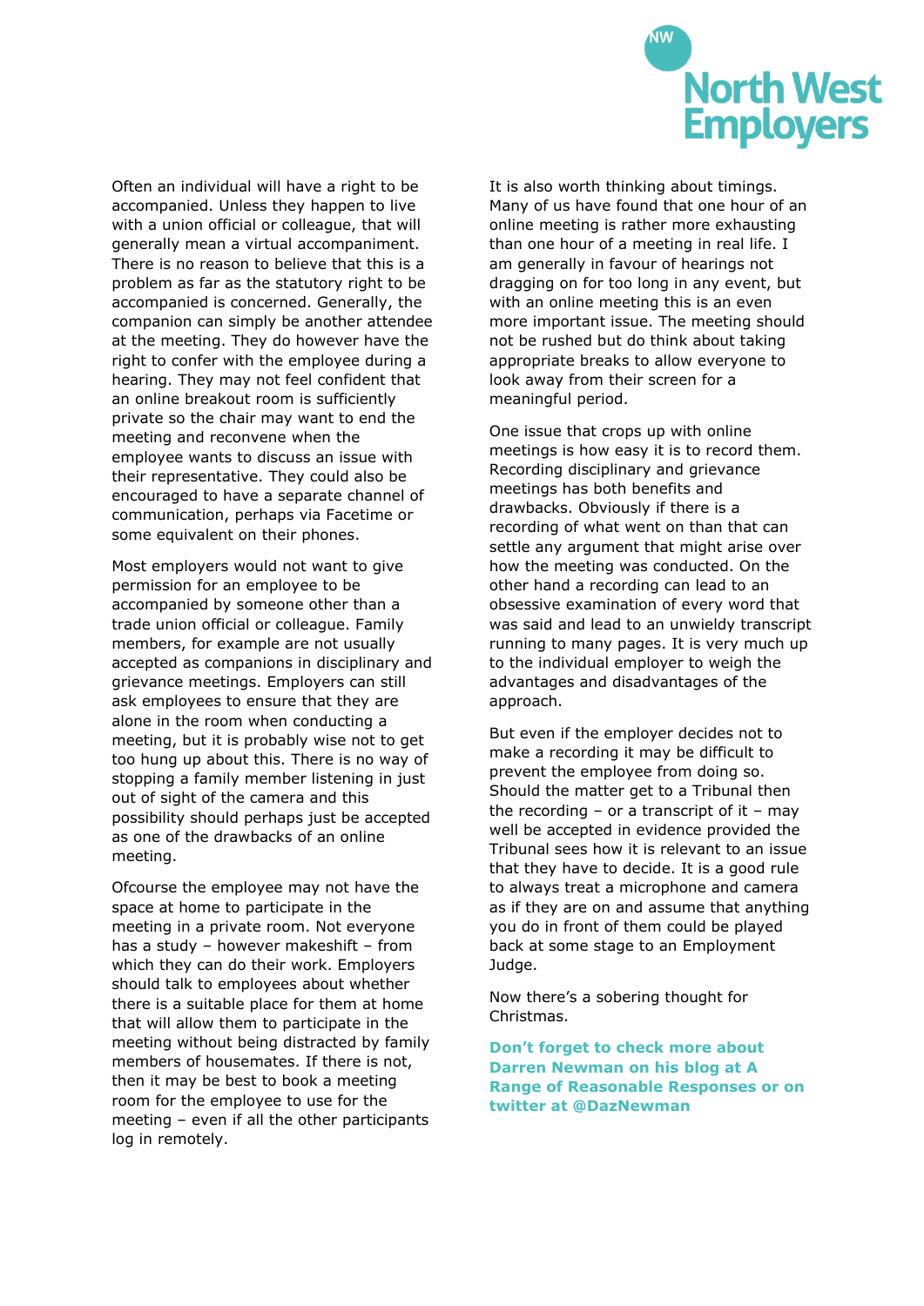Often an individual will have a right to be accompanied. Unless they happen to live with a union official or colleague, that will generally mean a virtual accompaniment. There is no reason to believe that this is a problem as far as the statutory right to be accompanied is concerned. Generally, the companion can simply be another attendee at the meeting. They do however have the right to confer with the employee during a hearing. They may not feel confident that an online breakout room is sufficiently private so the chair may want to end the meeting and reconvene when the employee wants to discuss an issue with their representative. They could also be encouraged to have a separate channel of communication, perhaps via Facetime or some equivalent on their phones.

Most employers would not want to give permission for an employee to be accompanied by someone other than a trade union official or colleague. Family members, for example are not usually accepted as companions in disciplinary and grievance meetings. Employers can still ask employees to ensure that they are alone in the room when conducting a meeting, but it is probably wise not to get too hung up about this. There is no way of stopping a family member listening in just out of sight of the camera and this possibility should perhaps just be accepted as one of the drawbacks of an online meeting.

Ofcourse the employee may not have the space at home to participate in the meeting in a private room. Not everyone has a study – however makeshift – from which they can do their work. Employers should talk to employees about whether there is a suitable place for them at home that will allow them to participate in the meeting without being distracted by family members of housemates. If there is not, then it may be best to book a meeting room for the employee to use for the meeting – even if all the other participants log in remotely.

It is also worth thinking about timings. Many of us have found that one hour of an online meeting is rather more exhausting than one hour of a meeting in real life. I am generally in favour of hearings not dragging on for too long in any event, but with an online meeting this is an even more important issue. The meeting should not be rushed but do think about taking appropriate breaks to allow everyone to look away from their screen for a meaningful period.

One issue that crops up with online meetings is how easy it is to record them. Recording disciplinary and grievance meetings has both benefits and drawbacks. Obviously if there is a recording of what went on than that can settle any argument that might arise over how the meeting was conducted. On the other hand a recording can lead to an obsessive examination of every word that was said and lead to an unwieldy transcript running to many pages. It is very much up to the individual employer to weigh the advantages and disadvantages of the approach.

But even if the employer decides not to make a recording it may be difficult to prevent the employee from doing so. Should the matter get to a Tribunal then the recording – or a transcript of it – may well be accepted in evidence provided the Tribunal sees how it is relevant to an issue that they have to decide. It is a good rule to always treat a microphone and camera as if they are on and assume that anything you do in front of them could be played back at some stage to an Employment Judge.

Now there's a sobering thought for Christmas.

**Don't forget to check more about Darren Newman on his blog at A Range of Reasonable Responses or on twitter at @DazNewman**